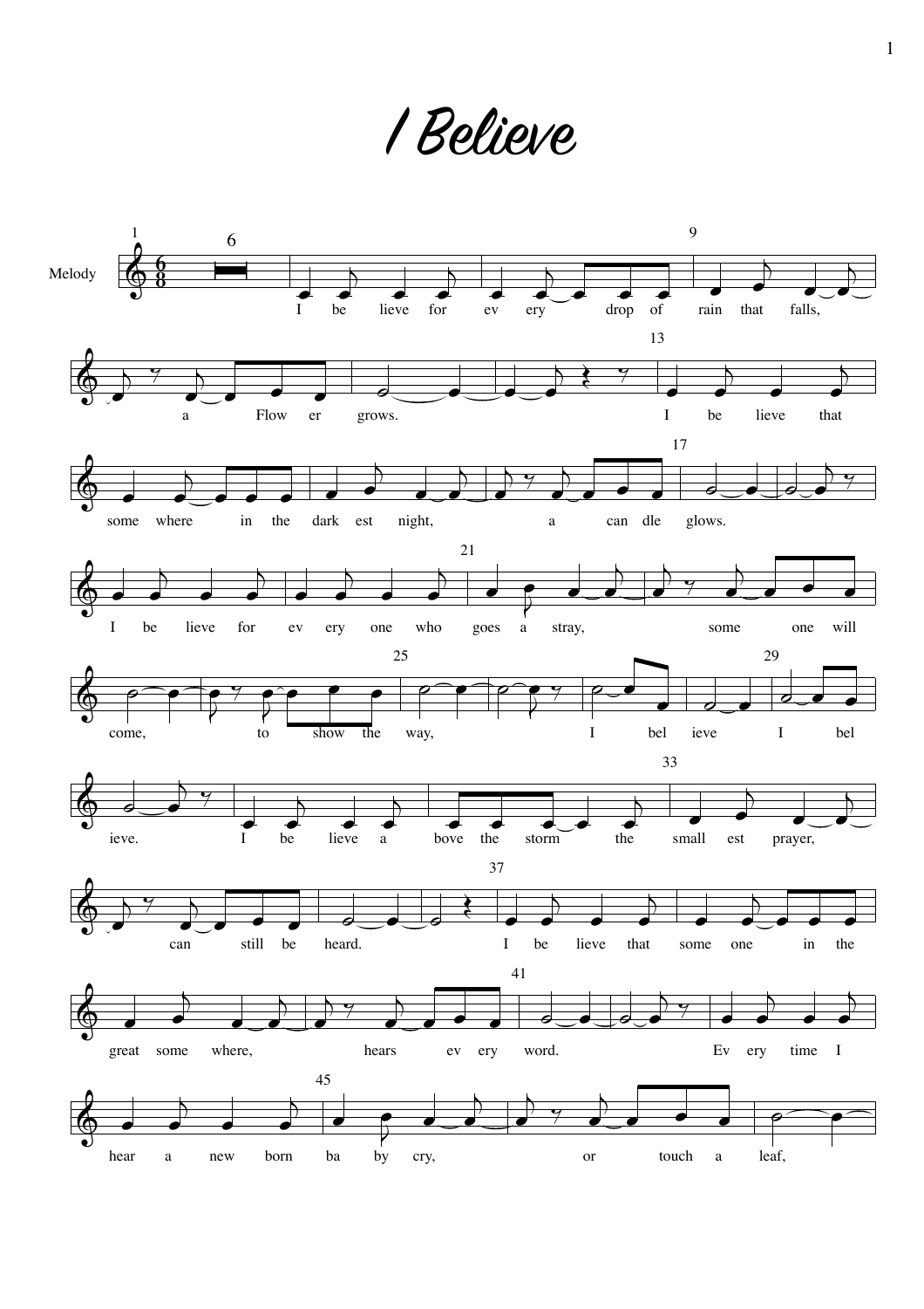# I Believe

Melody

I be lieve for ev ery drop of rain that falls, a Flow er grows. I be lieve that some where in the dark est night, a can dle glows.

I be lieve for ev ery one who goes a stray, some one will come, to show the way, I bel ieve I bel ieve.

I be lieve a bove the storm the small est prayer, can still be heard. I be lieve that some one in the great some where, hears ev ery word.

Ev ery time I hear a new born ba by cry, or touch a leaf,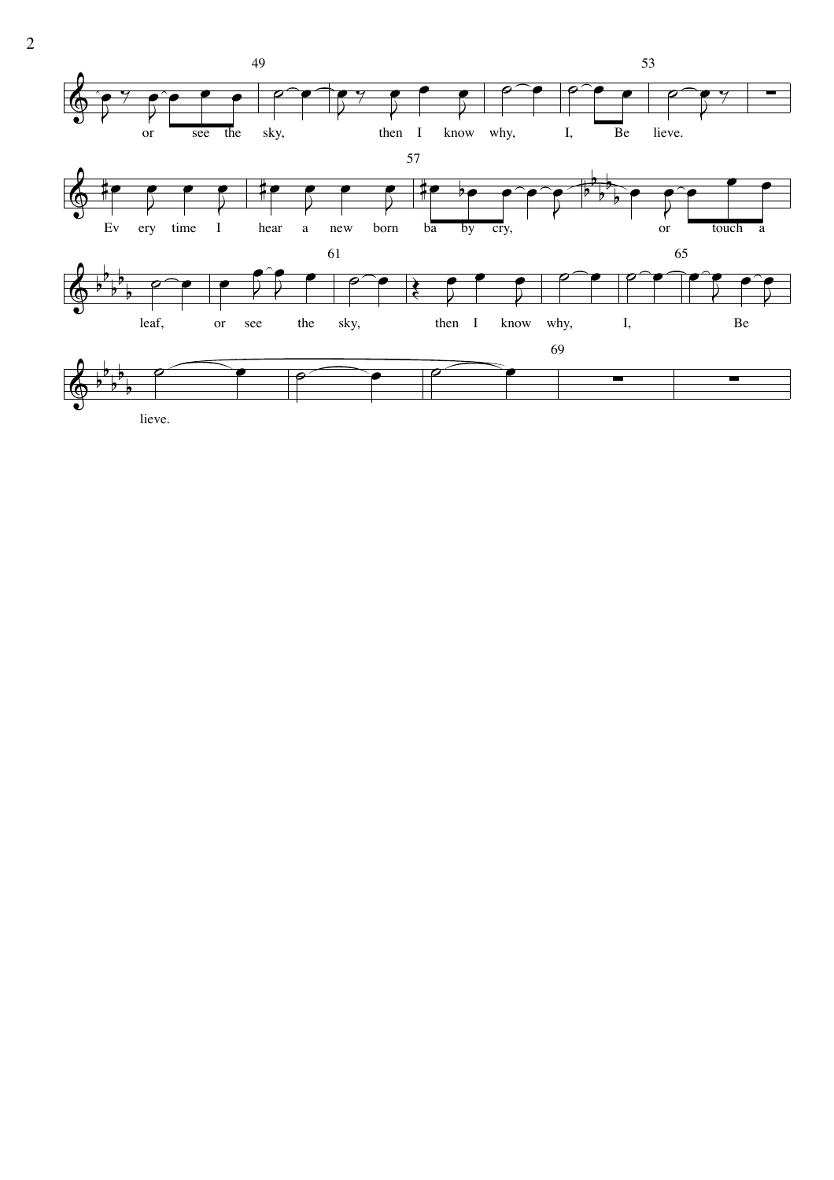or see the sky, then I know why, I, Be lieve.

Ev ery time I hear a new born ba by cry, or touch a

leaf, or see the sky, then I know why, I, Be

lieve.